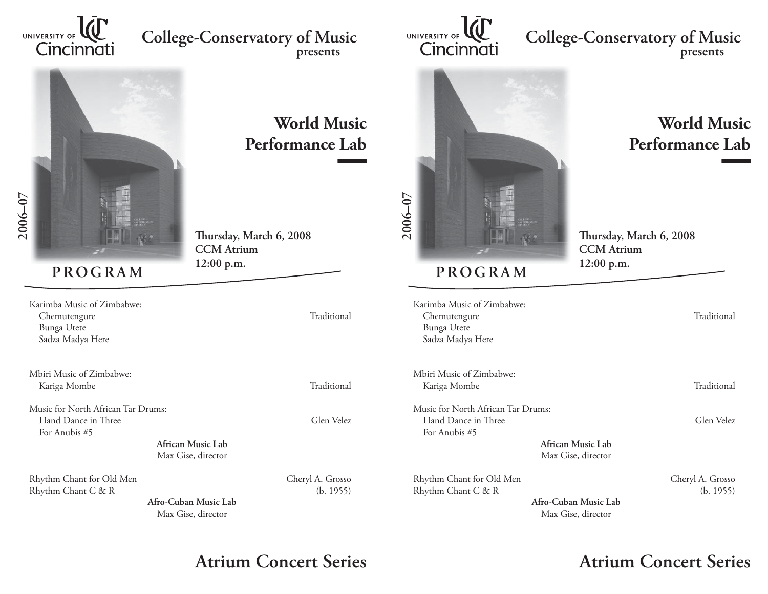University of Cincinnati

# College-Conservatory of Music
presents

## World Music Performance Lab

2006–07

Thursday, March 6, 2008
CCM Atrium
12:00 p.m.

## PROGRAM

Karimba Music of Zimbabwe:
- Chemutengure — Traditional
- Bunga Utete
- Sadza Madya Here

Mbiri Music of Zimbabwe:
- Kariga Mombe — Traditional

Music for North African Tar Drums:
- Hand Dance in Three — Glen Velez
- For Anubis #5

**African Music Lab**
Max Gise, director

Rhythm Chant for Old Men — Cheryl A. Grosso
Rhythm Chant C & R — (b. 1955)

**Afro-Cuban Music Lab**
Max Gise, director

## Atrium Concert Series

---

University of Cincinnati

# College-Conservatory of Music
presents

## World Music Performance Lab

2006–07

Thursday, March 6, 2008
CCM Atrium
12:00 p.m.

## PROGRAM

Karimba Music of Zimbabwe:
- Chemutengure — Traditional
- Bunga Utete
- Sadza Madya Here

Mbiri Music of Zimbabwe:
- Kariga Mombe — Traditional

Music for North African Tar Drums:
- Hand Dance in Three — Glen Velez
- For Anubis #5

**African Music Lab**
Max Gise, director

Rhythm Chant for Old Men — Cheryl A. Grosso
Rhythm Chant C & R — (b. 1955)

**Afro-Cuban Music Lab**
Max Gise, director

## Atrium Concert Series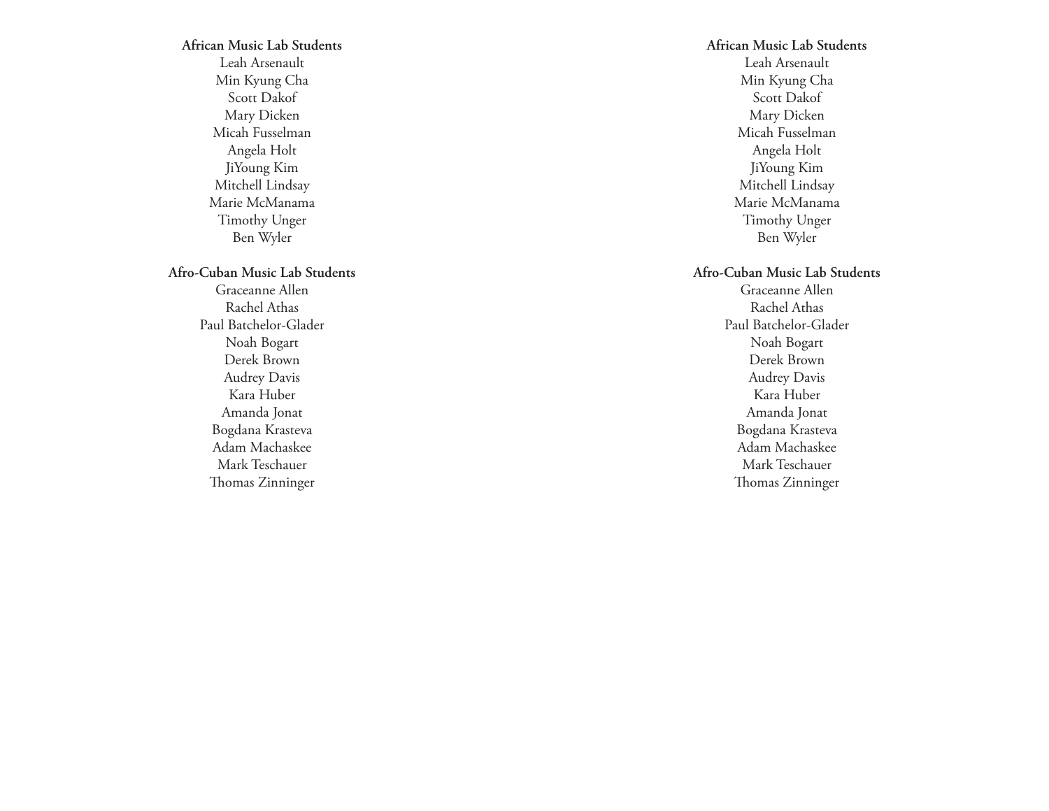**African Music Lab Students**

Leah Arsenault
Min Kyung Cha
Scott Dakof
Mary Dicken
Micah Fusselman
Angela Holt
JiYoung Kim
Mitchell Lindsay
Marie McManama
Timothy Unger
Ben Wyler

**Afro-Cuban Music Lab Students**

Graceanne Allen
Rachel Athas
Paul Batchelor-Glader
Noah Bogart
Derek Brown
Audrey Davis
Kara Huber
Amanda Jonat
Bogdana Krasteva
Adam Machaskee
Mark Teschauer
Thomas Zinninger

**African Music Lab Students**

Leah Arsenault
Min Kyung Cha
Scott Dakof
Mary Dicken
Micah Fusselman
Angela Holt
JiYoung Kim
Mitchell Lindsay
Marie McManama
Timothy Unger
Ben Wyler

**Afro-Cuban Music Lab Students**

Graceanne Allen
Rachel Athas
Paul Batchelor-Glader
Noah Bogart
Derek Brown
Audrey Davis
Kara Huber
Amanda Jonat
Bogdana Krasteva
Adam Machaskee
Mark Teschauer
Thomas Zinninger